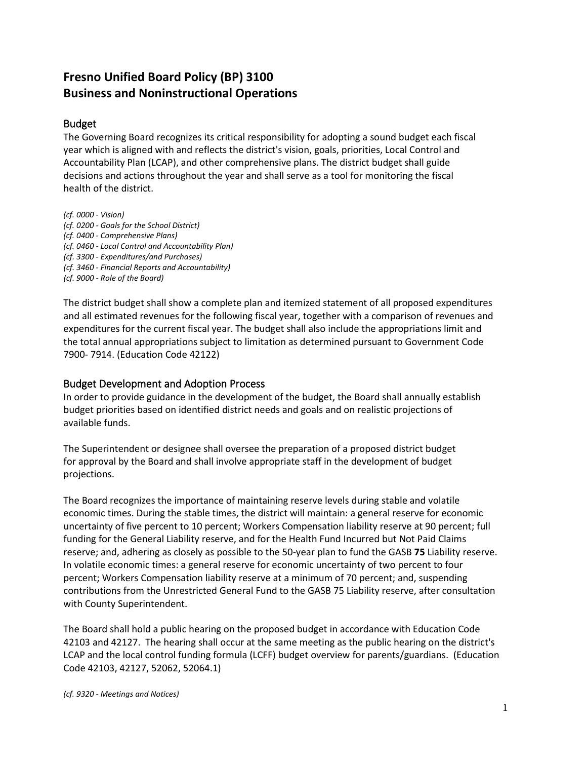# Fresno Unified Board Policy (BP) 3100
# Business and Noninstructional Operations

## Budget

The Governing Board recognizes its critical responsibility for adopting a sound budget each fiscal year which is aligned with and reflects the district's vision, goals, priorities, Local Control and Accountability Plan (LCAP), and other comprehensive plans. The district budget shall guide decisions and actions throughout the year and shall serve as a tool for monitoring the fiscal health of the district.

*(cf. 0000 - Vision)*
*(cf. 0200 - Goals for the School District)*
*(cf. 0400 - Comprehensive Plans)*
*(cf. 0460 - Local Control and Accountability Plan)*
*(cf. 3300 - Expenditures/and Purchases)*
*(cf. 3460 - Financial Reports and Accountability)*
*(cf. 9000 - Role of the Board)*

The district budget shall show a complete plan and itemized statement of all proposed expenditures and all estimated revenues for the following fiscal year, together with a comparison of revenues and expenditures for the current fiscal year. The budget shall also include the appropriations limit and the total annual appropriations subject to limitation as determined pursuant to Government Code 7900- 7914. (Education Code 42122)

## Budget Development and Adoption Process

In order to provide guidance in the development of the budget, the Board shall annually establish budget priorities based on identified district needs and goals and on realistic projections of available funds.

The Superintendent or designee shall oversee the preparation of a proposed district budget for approval by the Board and shall involve appropriate staff in the development of budget projections.

The Board recognizes the importance of maintaining reserve levels during stable and volatile economic times. During the stable times, the district will maintain: a general reserve for economic uncertainty of five percent to 10 percent; Workers Compensation liability reserve at 90 percent; full funding for the General Liability reserve, and for the Health Fund Incurred but Not Paid Claims reserve; and, adhering as closely as possible to the 50-year plan to fund the GASB **75** Liability reserve. In volatile economic times: a general reserve for economic uncertainty of two percent to four percent; Workers Compensation liability reserve at a minimum of 70 percent; and, suspending contributions from the Unrestricted General Fund to the GASB 75 Liability reserve, after consultation with County Superintendent.

The Board shall hold a public hearing on the proposed budget in accordance with Education Code 42103 and 42127. The hearing shall occur at the same meeting as the public hearing on the district's LCAP and the local control funding formula (LCFF) budget overview for parents/guardians. (Education Code 42103, 42127, 52062, 52064.1)

*(cf. 9320 - Meetings and Notices)*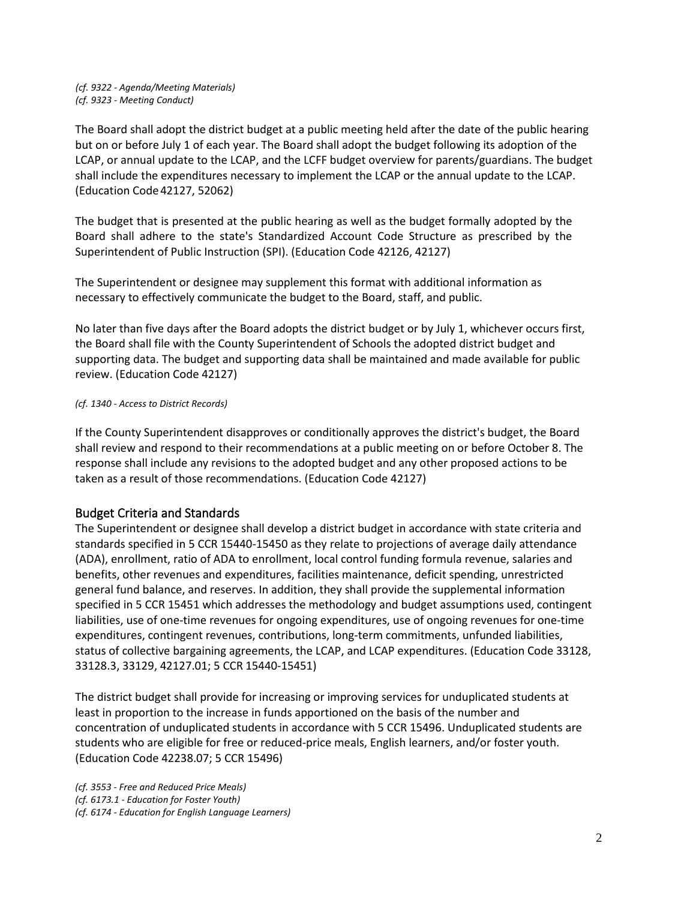*(cf. 9322 - Agenda/Meeting Materials)*
*(cf. 9323 - Meeting Conduct)*

The Board shall adopt the district budget at a public meeting held after the date of the public hearing but on or before July 1 of each year. The Board shall adopt the budget following its adoption of the LCAP, or annual update to the LCAP, and the LCFF budget overview for parents/guardians. The budget shall include the expenditures necessary to implement the LCAP or the annual update to the LCAP. (Education Code 42127, 52062)

The budget that is presented at the public hearing as well as the budget formally adopted by the Board shall adhere to the state's Standardized Account Code Structure as prescribed by the Superintendent of Public Instruction (SPI). (Education Code 42126, 42127)

The Superintendent or designee may supplement this format with additional information as necessary to effectively communicate the budget to the Board, staff, and public.

No later than five days after the Board adopts the district budget or by July 1, whichever occurs first, the Board shall file with the County Superintendent of Schools the adopted district budget and supporting data. The budget and supporting data shall be maintained and made available for public review. (Education Code 42127)

*(cf. 1340 - Access to District Records)*

If the County Superintendent disapproves or conditionally approves the district's budget, the Board shall review and respond to their recommendations at a public meeting on or before October 8. The response shall include any revisions to the adopted budget and any other proposed actions to be taken as a result of those recommendations. (Education Code 42127)

## Budget Criteria and Standards

The Superintendent or designee shall develop a district budget in accordance with state criteria and standards specified in 5 CCR 15440-15450 as they relate to projections of average daily attendance (ADA), enrollment, ratio of ADA to enrollment, local control funding formula revenue, salaries and benefits, other revenues and expenditures, facilities maintenance, deficit spending, unrestricted general fund balance, and reserves. In addition, they shall provide the supplemental information specified in 5 CCR 15451 which addresses the methodology and budget assumptions used, contingent liabilities, use of one-time revenues for ongoing expenditures, use of ongoing revenues for one-time expenditures, contingent revenues, contributions, long-term commitments, unfunded liabilities, status of collective bargaining agreements, the LCAP, and LCAP expenditures. (Education Code 33128, 33128.3, 33129, 42127.01; 5 CCR 15440-15451)

The district budget shall provide for increasing or improving services for unduplicated students at least in proportion to the increase in funds apportioned on the basis of the number and concentration of unduplicated students in accordance with 5 CCR 15496. Unduplicated students are students who are eligible for free or reduced-price meals, English learners, and/or foster youth. (Education Code 42238.07; 5 CCR 15496)

*(cf. 3553 - Free and Reduced Price Meals)*
*(cf. 6173.1 - Education for Foster Youth)*
*(cf. 6174 - Education for English Language Learners)*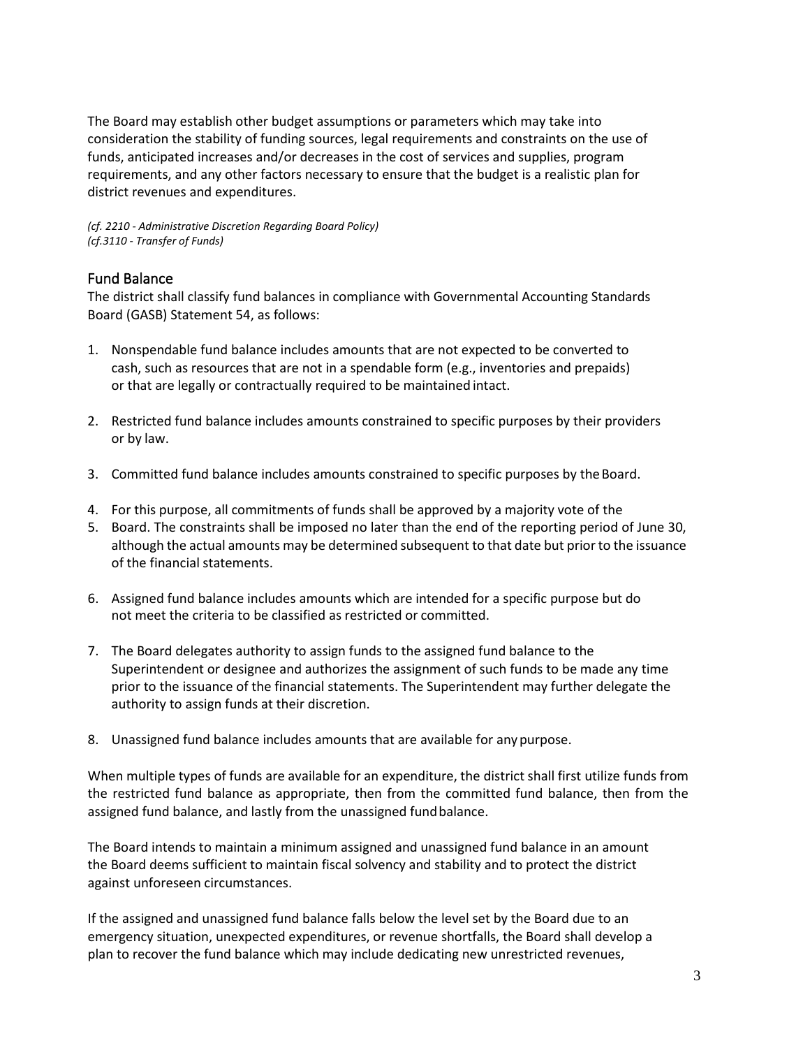The Board may establish other budget assumptions or parameters which may take into consideration the stability of funding sources, legal requirements and constraints on the use of funds, anticipated increases and/or decreases in the cost of services and supplies, program requirements, and any other factors necessary to ensure that the budget is a realistic plan for district revenues and expenditures.

*(cf. 2210 - Administrative Discretion Regarding Board Policy)*
*(cf.3110 - Transfer of Funds)*

## Fund Balance

The district shall classify fund balances in compliance with Governmental Accounting Standards Board (GASB) Statement 54, as follows:

1. Nonspendable fund balance includes amounts that are not expected to be converted to cash, such as resources that are not in a spendable form (e.g., inventories and prepaids) or that are legally or contractually required to be maintained intact.

2. Restricted fund balance includes amounts constrained to specific purposes by their providers or by law.

3. Committed fund balance includes amounts constrained to specific purposes by the Board.

4. For this purpose, all commitments of funds shall be approved by a majority vote of the
5. Board. The constraints shall be imposed no later than the end of the reporting period of June 30, although the actual amounts may be determined subsequent to that date but prior to the issuance of the financial statements.

6. Assigned fund balance includes amounts which are intended for a specific purpose but do not meet the criteria to be classified as restricted or committed.

7. The Board delegates authority to assign funds to the assigned fund balance to the Superintendent or designee and authorizes the assignment of such funds to be made any time prior to the issuance of the financial statements. The Superintendent may further delegate the authority to assign funds at their discretion.

8. Unassigned fund balance includes amounts that are available for any purpose.

When multiple types of funds are available for an expenditure, the district shall first utilize funds from the restricted fund balance as appropriate, then from the committed fund balance, then from the assigned fund balance, and lastly from the unassigned fund balance.

The Board intends to maintain a minimum assigned and unassigned fund balance in an amount the Board deems sufficient to maintain fiscal solvency and stability and to protect the district against unforeseen circumstances.

If the assigned and unassigned fund balance falls below the level set by the Board due to an emergency situation, unexpected expenditures, or revenue shortfalls, the Board shall develop a plan to recover the fund balance which may include dedicating new unrestricted revenues,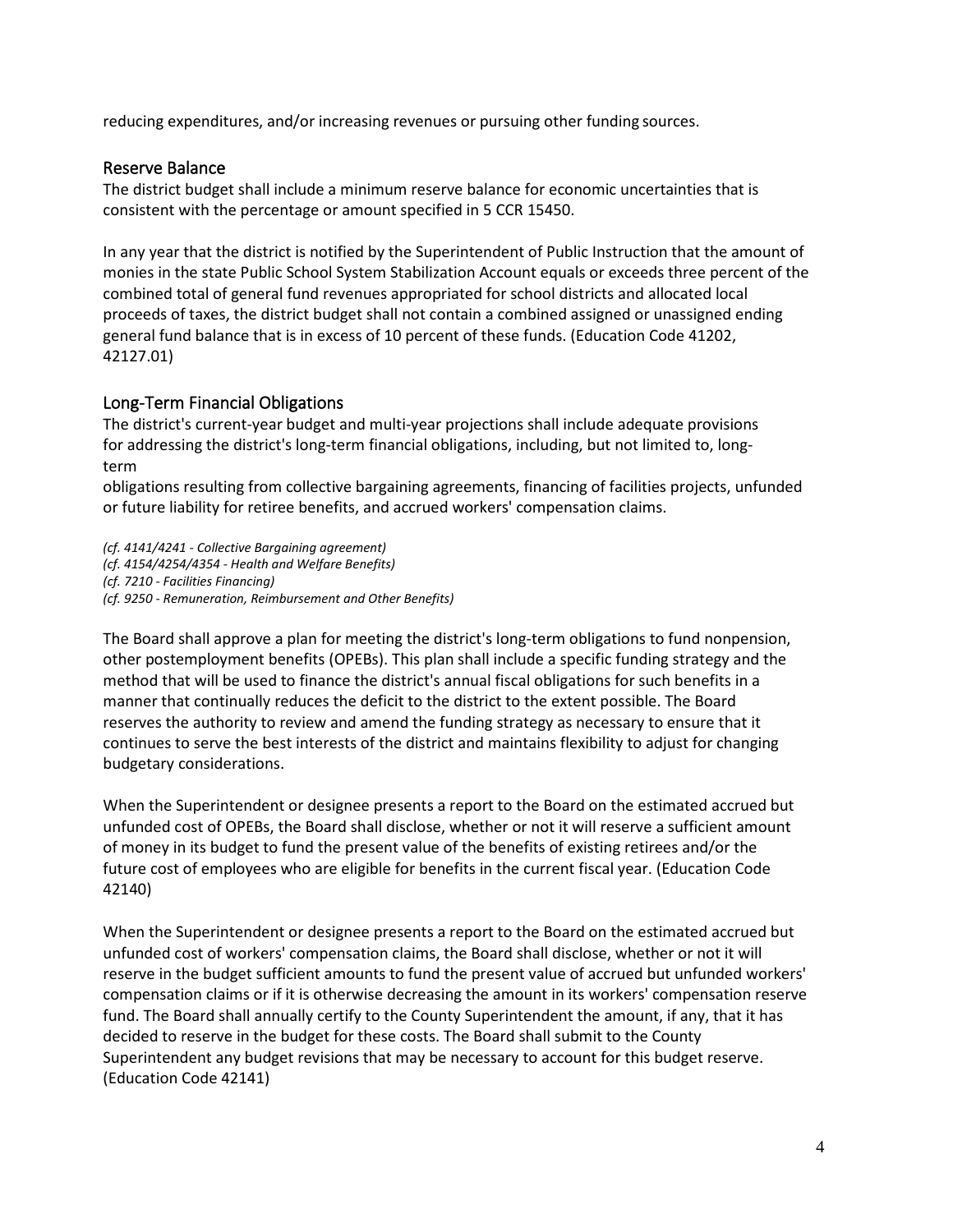reducing expenditures, and/or increasing revenues or pursuing other funding sources.

## Reserve Balance

The district budget shall include a minimum reserve balance for economic uncertainties that is consistent with the percentage or amount specified in 5 CCR 15450.

In any year that the district is notified by the Superintendent of Public Instruction that the amount of monies in the state Public School System Stabilization Account equals or exceeds three percent of the combined total of general fund revenues appropriated for school districts and allocated local proceeds of taxes, the district budget shall not contain a combined assigned or unassigned ending general fund balance that is in excess of 10 percent of these funds. (Education Code 41202, 42127.01)

## Long-Term Financial Obligations

The district's current-year budget and multi-year projections shall include adequate provisions for addressing the district's long-term financial obligations, including, but not limited to, long-term obligations resulting from collective bargaining agreements, financing of facilities projects, unfunded or future liability for retiree benefits, and accrued workers' compensation claims.

*(cf. 4141/4241 - Collective Bargaining agreement)*
*(cf. 4154/4254/4354 - Health and Welfare Benefits)*
*(cf. 7210 - Facilities Financing)*
*(cf. 9250 - Remuneration, Reimbursement and Other Benefits)*

The Board shall approve a plan for meeting the district's long-term obligations to fund nonpension, other postemployment benefits (OPEBs). This plan shall include a specific funding strategy and the method that will be used to finance the district's annual fiscal obligations for such benefits in a manner that continually reduces the deficit to the district to the extent possible. The Board reserves the authority to review and amend the funding strategy as necessary to ensure that it continues to serve the best interests of the district and maintains flexibility to adjust for changing budgetary considerations.

When the Superintendent or designee presents a report to the Board on the estimated accrued but unfunded cost of OPEBs, the Board shall disclose, whether or not it will reserve a sufficient amount of money in its budget to fund the present value of the benefits of existing retirees and/or the future cost of employees who are eligible for benefits in the current fiscal year. (Education Code 42140)

When the Superintendent or designee presents a report to the Board on the estimated accrued but unfunded cost of workers' compensation claims, the Board shall disclose, whether or not it will reserve in the budget sufficient amounts to fund the present value of accrued but unfunded workers' compensation claims or if it is otherwise decreasing the amount in its workers' compensation reserve fund. The Board shall annually certify to the County Superintendent the amount, if any, that it has decided to reserve in the budget for these costs. The Board shall submit to the County Superintendent any budget revisions that may be necessary to account for this budget reserve. (Education Code 42141)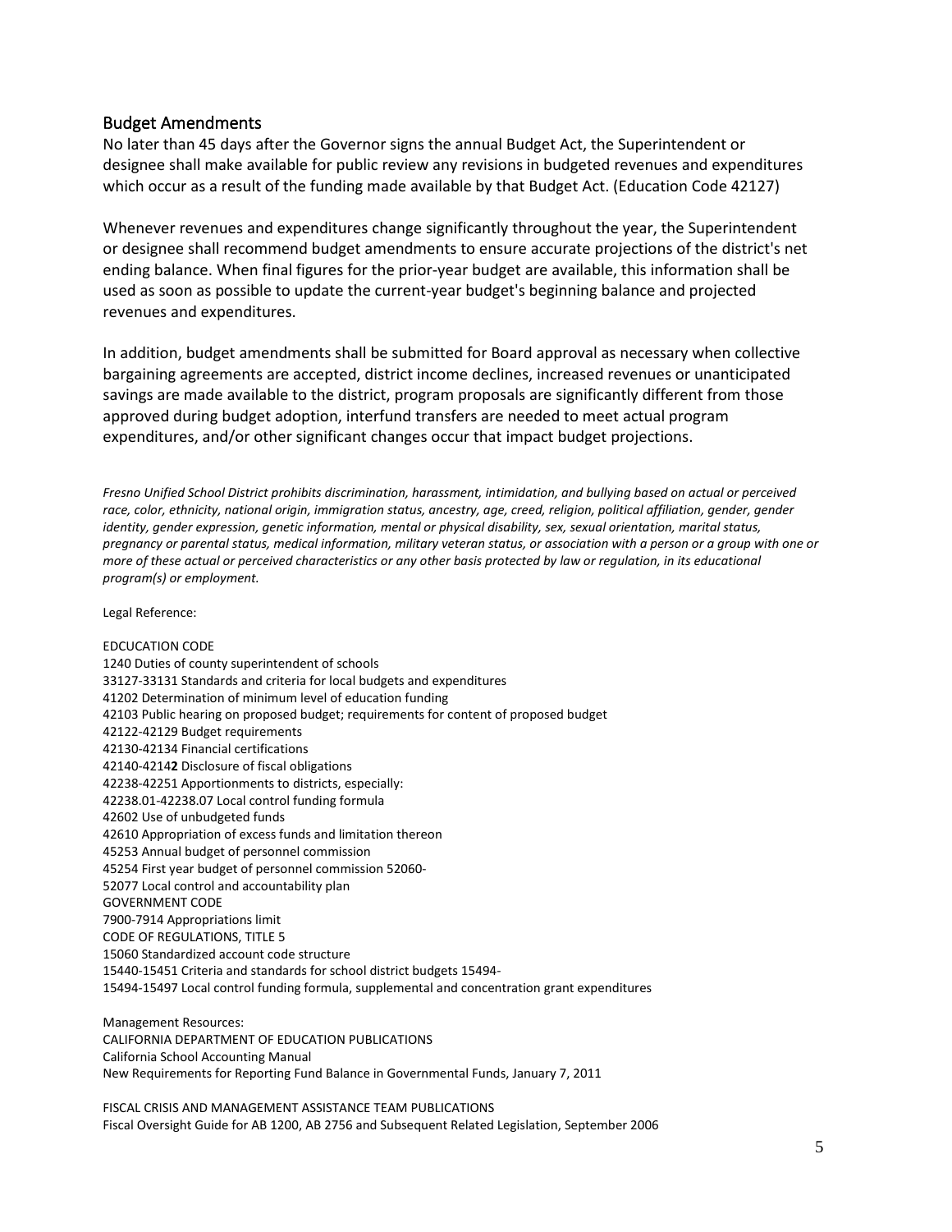## Budget Amendments

No later than 45 days after the Governor signs the annual Budget Act, the Superintendent or designee shall make available for public review any revisions in budgeted revenues and expenditures which occur as a result of the funding made available by that Budget Act. (Education Code 42127)

Whenever revenues and expenditures change significantly throughout the year, the Superintendent or designee shall recommend budget amendments to ensure accurate projections of the district's net ending balance. When final figures for the prior-year budget are available, this information shall be used as soon as possible to update the current-year budget's beginning balance and projected revenues and expenditures.

In addition, budget amendments shall be submitted for Board approval as necessary when collective bargaining agreements are accepted, district income declines, increased revenues or unanticipated savings are made available to the district, program proposals are significantly different from those approved during budget adoption, interfund transfers are needed to meet actual program expenditures, and/or other significant changes occur that impact budget projections.

*Fresno Unified School District prohibits discrimination, harassment, intimidation, and bullying based on actual or perceived race, color, ethnicity, national origin, immigration status, ancestry, age, creed, religion, political affiliation, gender, gender identity, gender expression, genetic information, mental or physical disability, sex, sexual orientation, marital status, pregnancy or parental status, medical information, military veteran status, or association with a person or a group with one or more of these actual or perceived characteristics or any other basis protected by law or regulation, in its educational program(s) or employment.*

Legal Reference:

EDCUCATION CODE
1240 Duties of county superintendent of schools
33127-33131 Standards and criteria for local budgets and expenditures
41202 Determination of minimum level of education funding
42103 Public hearing on proposed budget; requirements for content of proposed budget
42122-42129 Budget requirements
42130-42134 Financial certifications
42140-4214**2** Disclosure of fiscal obligations
42238-42251 Apportionments to districts, especially:
42238.01-42238.07 Local control funding formula
42602 Use of unbudgeted funds
42610 Appropriation of excess funds and limitation thereon
45253 Annual budget of personnel commission
45254 First year budget of personnel commission 52060-
52077 Local control and accountability plan
GOVERNMENT CODE
7900-7914 Appropriations limit
CODE OF REGULATIONS, TITLE 5
15060 Standardized account code structure
15440-15451 Criteria and standards for school district budgets 15494-
15494-15497 Local control funding formula, supplemental and concentration grant expenditures

Management Resources:
CALIFORNIA DEPARTMENT OF EDUCATION PUBLICATIONS
California School Accounting Manual
New Requirements for Reporting Fund Balance in Governmental Funds, January 7, 2011

FISCAL CRISIS AND MANAGEMENT ASSISTANCE TEAM PUBLICATIONS
Fiscal Oversight Guide for AB 1200, AB 2756 and Subsequent Related Legislation, September 2006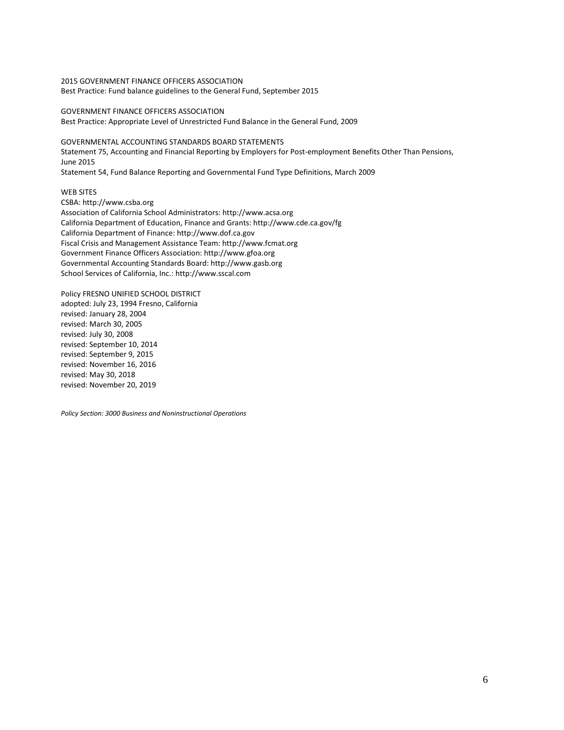2015 GOVERNMENT FINANCE OFFICERS ASSOCIATION
Best Practice: Fund balance guidelines to the General Fund, September 2015

GOVERNMENT FINANCE OFFICERS ASSOCIATION
Best Practice: Appropriate Level of Unrestricted Fund Balance in the General Fund, 2009

GOVERNMENTAL ACCOUNTING STANDARDS BOARD STATEMENTS
Statement 75, Accounting and Financial Reporting by Employers for Post-employment Benefits Other Than Pensions, June 2015
Statement 54, Fund Balance Reporting and Governmental Fund Type Definitions, March 2009

WEB SITES
CSBA: http://www.csba.org
Association of California School Administrators: http://www.acsa.org
California Department of Education, Finance and Grants: http://www.cde.ca.gov/fg
California Department of Finance: http://www.dof.ca.gov
Fiscal Crisis and Management Assistance Team: http://www.fcmat.org
Government Finance Officers Association: http://www.gfoa.org
Governmental Accounting Standards Board: http://www.gasb.org
School Services of California, Inc.: http://www.sscal.com

Policy FRESNO UNIFIED SCHOOL DISTRICT
adopted: July 23, 1994 Fresno, California
revised: January 28, 2004
revised: March 30, 2005
revised: July 30, 2008
revised: September 10, 2014
revised: September 9, 2015
revised: November 16, 2016
revised: May 30, 2018
revised: November 20, 2019

*Policy Section: 3000 Business and Noninstructional Operations*